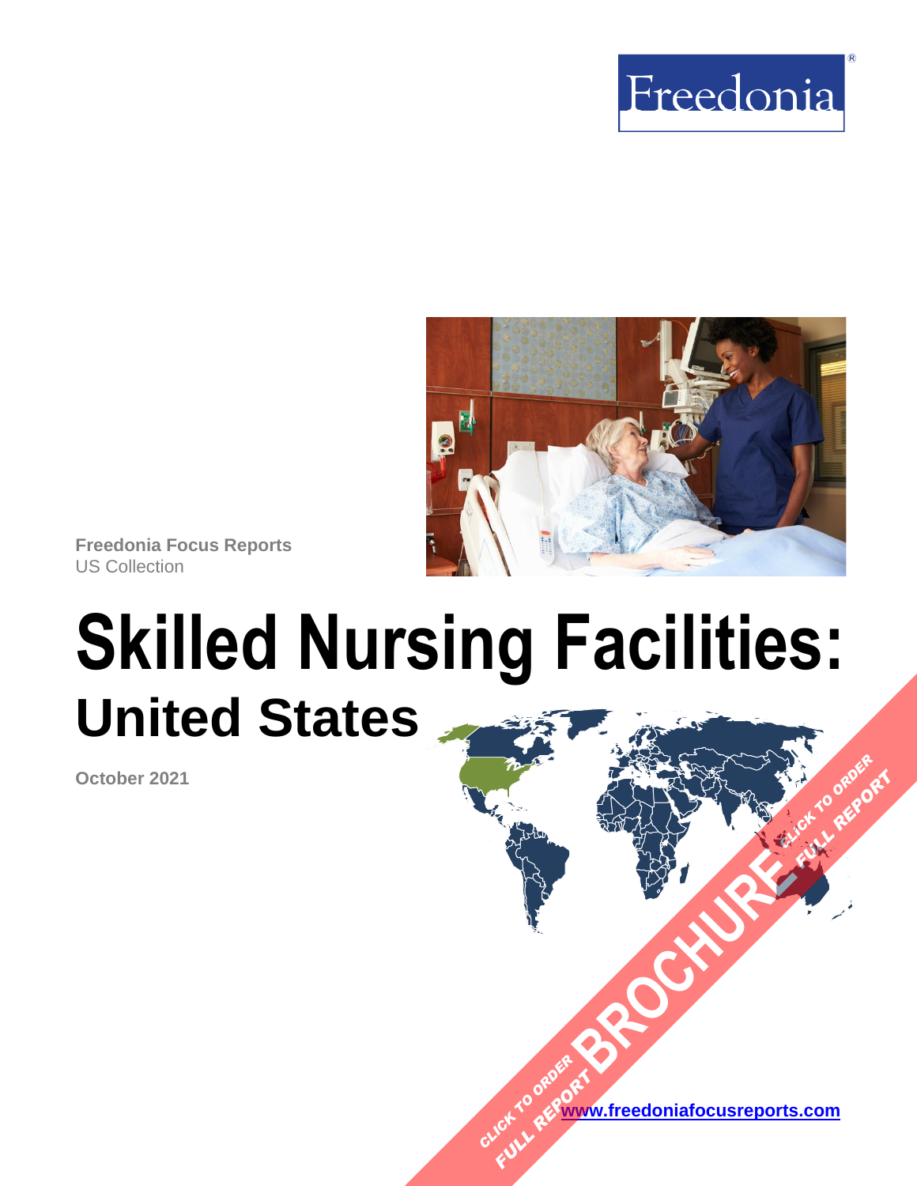Freedonia®

Freedonia Focus Reports
US Collection

# Skilled Nursing Facilities:
## United States

October 2021

CLICK TO ORDER FULL REPORT

BROCHURE

CLICK TO ORDER FULL REPORT

www.freedoniafocusreports.com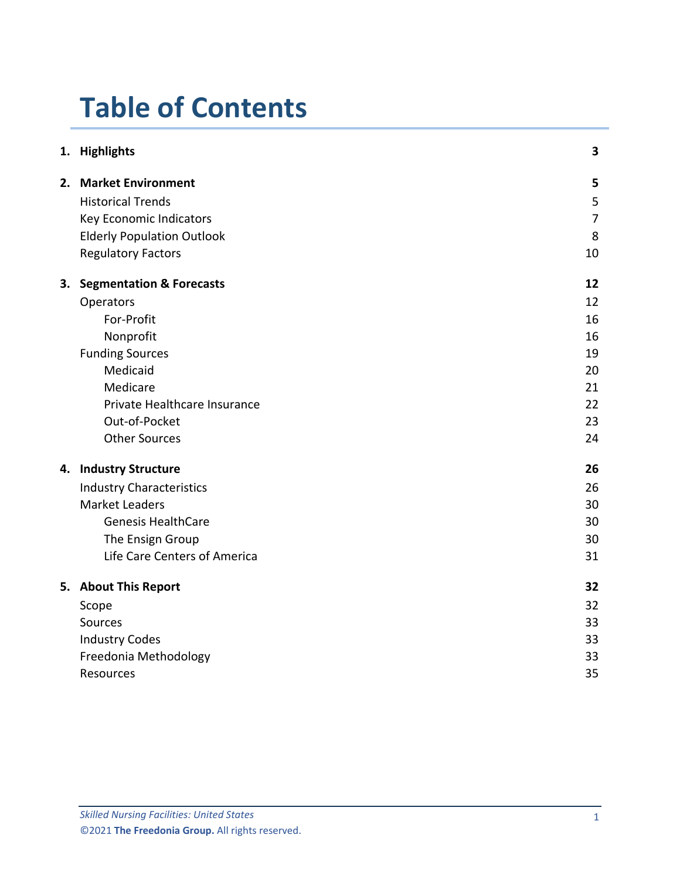# Table of Contents

| | | |
|---|---|---|
| **1.** | **Highlights** | **3** |
| **2.** | **Market Environment** | **5** |
| | Historical Trends | 5 |
| | Key Economic Indicators | 7 |
| | Elderly Population Outlook | 8 |
| | Regulatory Factors | 10 |
| **3.** | **Segmentation & Forecasts** | **12** |
| | Operators | 12 |
| | For-Profit | 16 |
| | Nonprofit | 16 |
| | Funding Sources | 19 |
| | Medicaid | 20 |
| | Medicare | 21 |
| | Private Healthcare Insurance | 22 |
| | Out-of-Pocket | 23 |
| | Other Sources | 24 |
| **4.** | **Industry Structure** | **26** |
| | Industry Characteristics | 26 |
| | Market Leaders | 30 |
| | Genesis HealthCare | 30 |
| | The Ensign Group | 30 |
| | Life Care Centers of America | 31 |
| **5.** | **About This Report** | **32** |
| | Scope | 32 |
| | Sources | 33 |
| | Industry Codes | 33 |
| | Freedonia Methodology | 33 |
| | Resources | 35 |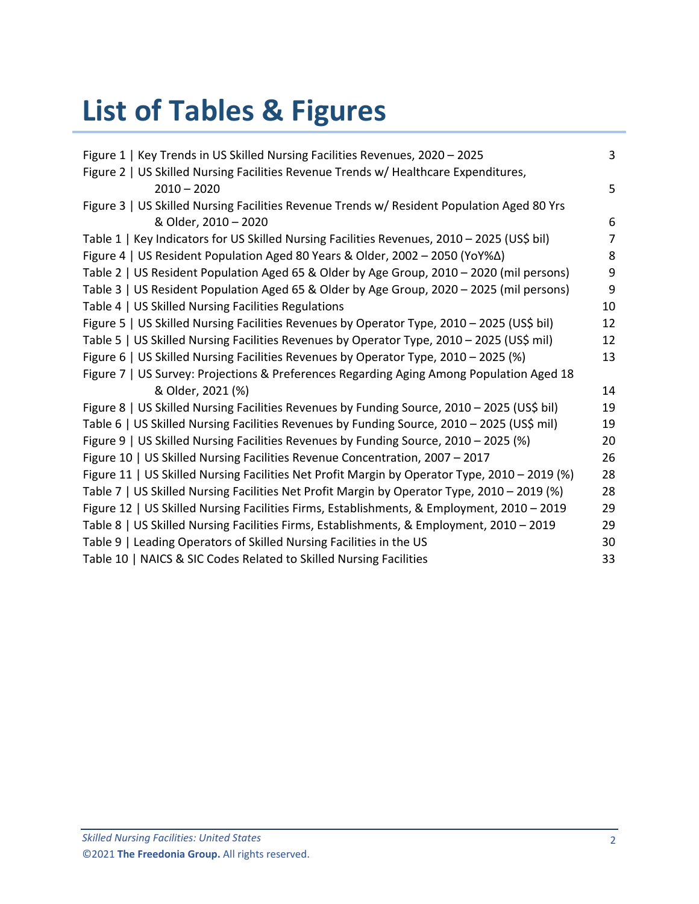# List of Tables & Figures

| | |
|---|---|
| Figure 1 \| Key Trends in US Skilled Nursing Facilities Revenues, 2020 – 2025 | 3 |
| Figure 2 \| US Skilled Nursing Facilities Revenue Trends w/ Healthcare Expenditures, 2010 – 2020 | 5 |
| Figure 3 \| US Skilled Nursing Facilities Revenue Trends w/ Resident Population Aged 80 Yrs & Older, 2010 – 2020 | 6 |
| Table 1 \| Key Indicators for US Skilled Nursing Facilities Revenues, 2010 – 2025 (US$ bil) | 7 |
| Figure 4 \| US Resident Population Aged 80 Years & Older, 2002 – 2050 (YoY%Δ) | 8 |
| Table 2 \| US Resident Population Aged 65 & Older by Age Group, 2010 – 2020 (mil persons) | 9 |
| Table 3 \| US Resident Population Aged 65 & Older by Age Group, 2020 – 2025 (mil persons) | 9 |
| Table 4 \| US Skilled Nursing Facilities Regulations | 10 |
| Figure 5 \| US Skilled Nursing Facilities Revenues by Operator Type, 2010 – 2025 (US$ bil) | 12 |
| Table 5 \| US Skilled Nursing Facilities Revenues by Operator Type, 2010 – 2025 (US$ mil) | 12 |
| Figure 6 \| US Skilled Nursing Facilities Revenues by Operator Type, 2010 – 2025 (%) | 13 |
| Figure 7 \| US Survey: Projections & Preferences Regarding Aging Among Population Aged 18 & Older, 2021 (%) | 14 |
| Figure 8 \| US Skilled Nursing Facilities Revenues by Funding Source, 2010 – 2025 (US$ bil) | 19 |
| Table 6 \| US Skilled Nursing Facilities Revenues by Funding Source, 2010 – 2025 (US$ mil) | 19 |
| Figure 9 \| US Skilled Nursing Facilities Revenues by Funding Source, 2010 – 2025 (%) | 20 |
| Figure 10 \| US Skilled Nursing Facilities Revenue Concentration, 2007 – 2017 | 26 |
| Figure 11 \| US Skilled Nursing Facilities Net Profit Margin by Operator Type, 2010 – 2019 (%) | 28 |
| Table 7 \| US Skilled Nursing Facilities Net Profit Margin by Operator Type, 2010 – 2019 (%) | 28 |
| Figure 12 \| US Skilled Nursing Facilities Firms, Establishments, & Employment, 2010 – 2019 | 29 |
| Table 8 \| US Skilled Nursing Facilities Firms, Establishments, & Employment, 2010 – 2019 | 29 |
| Table 9 \| Leading Operators of Skilled Nursing Facilities in the US | 30 |
| Table 10 \| NAICS & SIC Codes Related to Skilled Nursing Facilities | 33 |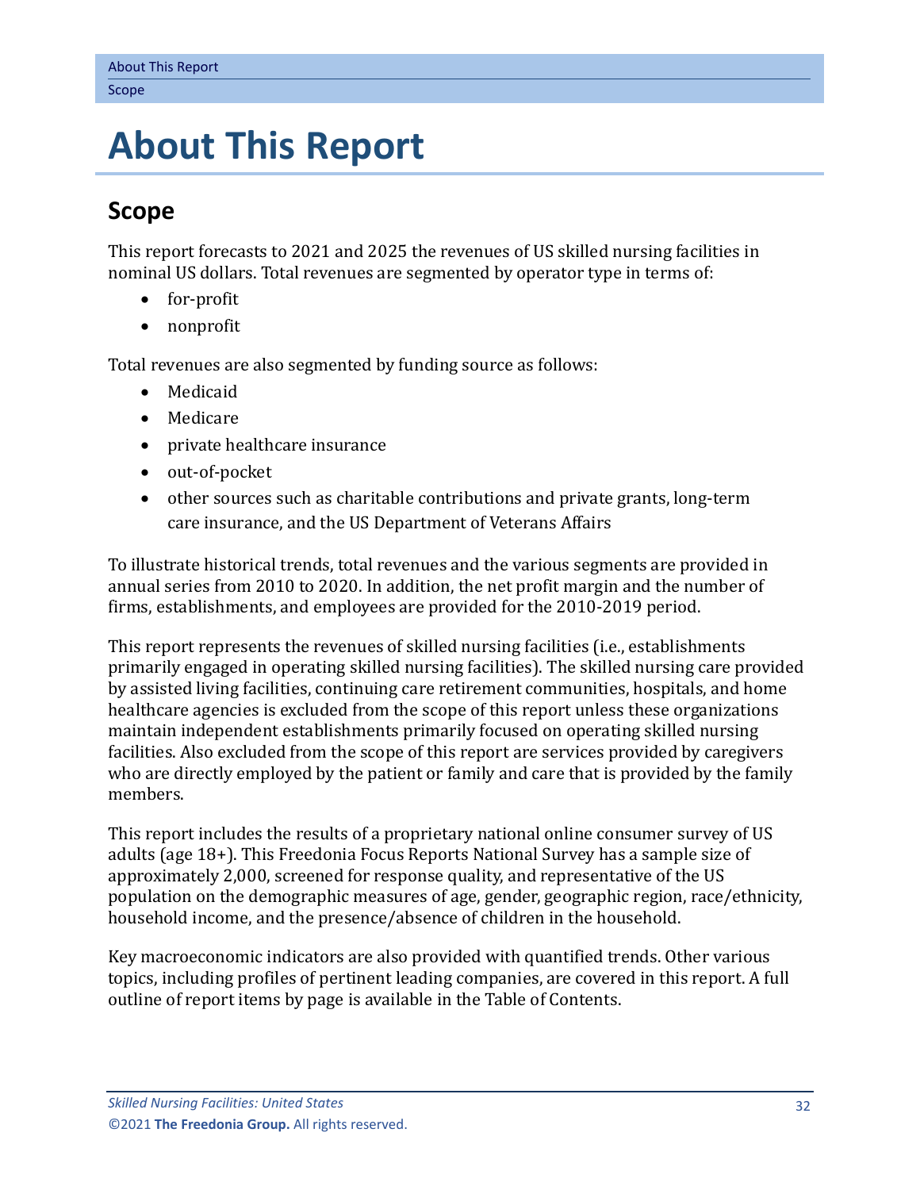# About This Report

## Scope

This report forecasts to 2021 and 2025 the revenues of US skilled nursing facilities in nominal US dollars. Total revenues are segmented by operator type in terms of:

- for-profit
- nonprofit

Total revenues are also segmented by funding source as follows:

- Medicaid
- Medicare
- private healthcare insurance
- out-of-pocket
- other sources such as charitable contributions and private grants, long-term care insurance, and the US Department of Veterans Affairs

To illustrate historical trends, total revenues and the various segments are provided in annual series from 2010 to 2020. In addition, the net profit margin and the number of firms, establishments, and employees are provided for the 2010-2019 period.

This report represents the revenues of skilled nursing facilities (i.e., establishments primarily engaged in operating skilled nursing facilities). The skilled nursing care provided by assisted living facilities, continuing care retirement communities, hospitals, and home healthcare agencies is excluded from the scope of this report unless these organizations maintain independent establishments primarily focused on operating skilled nursing facilities. Also excluded from the scope of this report are services provided by caregivers who are directly employed by the patient or family and care that is provided by the family members.

This report includes the results of a proprietary national online consumer survey of US adults (age 18+). This Freedonia Focus Reports National Survey has a sample size of approximately 2,000, screened for response quality, and representative of the US population on the demographic measures of age, gender, geographic region, race/ethnicity, household income, and the presence/absence of children in the household.

Key macroeconomic indicators are also provided with quantified trends. Other various topics, including profiles of pertinent leading companies, are covered in this report. A full outline of report items by page is available in the Table of Contents.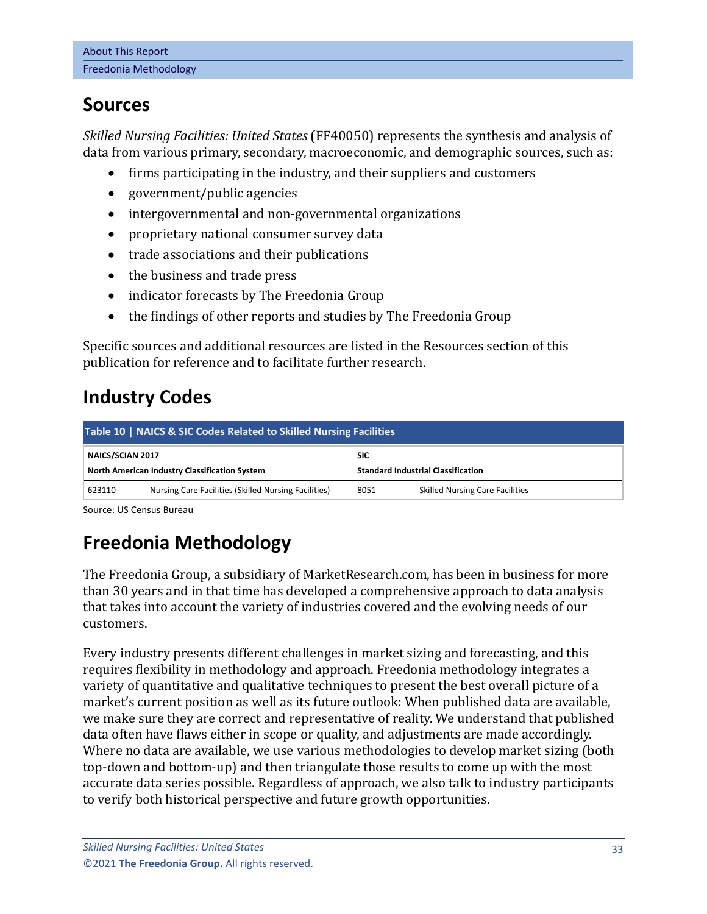## Sources

*Skilled Nursing Facilities: United States* (FF40050) represents the synthesis and analysis of data from various primary, secondary, macroeconomic, and demographic sources, such as:

- firms participating in the industry, and their suppliers and customers
- government/public agencies
- intergovernmental and non-governmental organizations
- proprietary national consumer survey data
- trade associations and their publications
- the business and trade press
- indicator forecasts by The Freedonia Group
- the findings of other reports and studies by The Freedonia Group

Specific sources and additional resources are listed in the Resources section of this publication for reference and to facilitate further research.

## Industry Codes

**Table 10 | NAICS & SIC Codes Related to Skilled Nursing Facilities**

| NAICS/SCIAN 2017 North American Industry Classification System | | SIC Standard Industrial Classification | |
|---|---|---|---|
| 623110 | Nursing Care Facilities (Skilled Nursing Facilities) | 8051 | Skilled Nursing Care Facilities |

Source: US Census Bureau

## Freedonia Methodology

The Freedonia Group, a subsidiary of MarketResearch.com, has been in business for more than 30 years and in that time has developed a comprehensive approach to data analysis that takes into account the variety of industries covered and the evolving needs of our customers.

Every industry presents different challenges in market sizing and forecasting, and this requires flexibility in methodology and approach. Freedonia methodology integrates a variety of quantitative and qualitative techniques to present the best overall picture of a market's current position as well as its future outlook: When published data are available, we make sure they are correct and representative of reality. We understand that published data often have flaws either in scope or quality, and adjustments are made accordingly. Where no data are available, we use various methodologies to develop market sizing (both top-down and bottom-up) and then triangulate those results to come up with the most accurate data series possible. Regardless of approach, we also talk to industry participants to verify both historical perspective and future growth opportunities.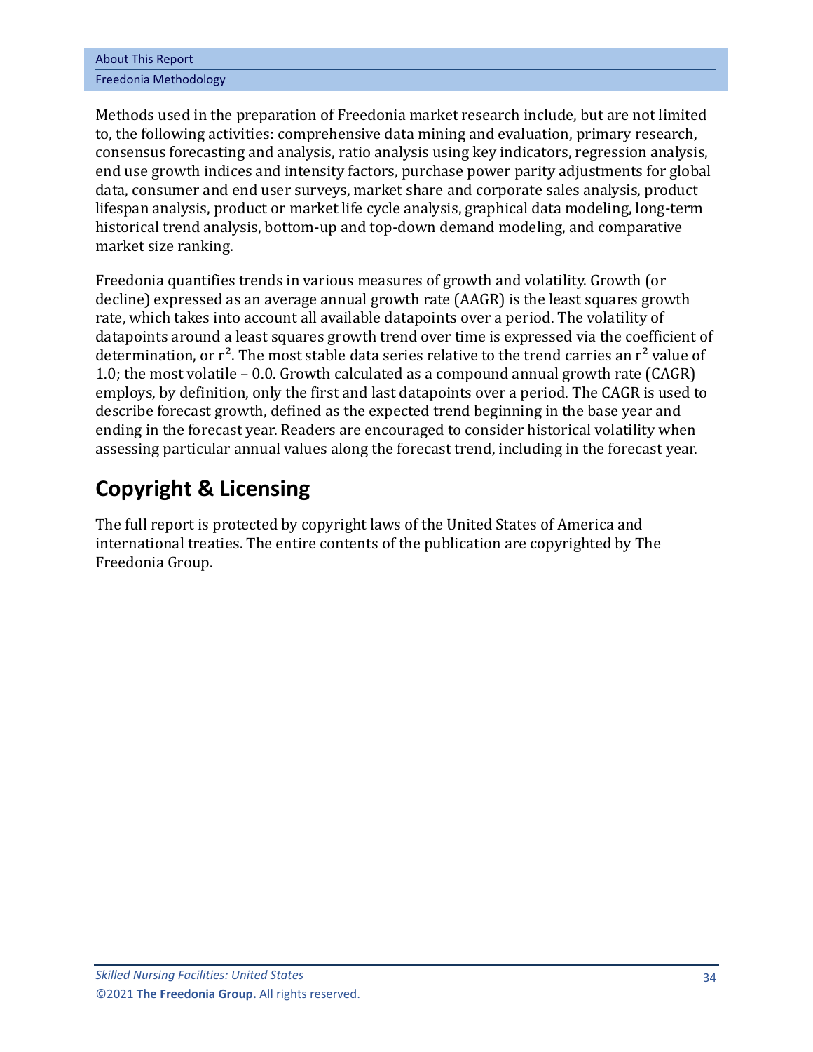Methods used in the preparation of Freedonia market research include, but are not limited to, the following activities: comprehensive data mining and evaluation, primary research, consensus forecasting and analysis, ratio analysis using key indicators, regression analysis, end use growth indices and intensity factors, purchase power parity adjustments for global data, consumer and end user surveys, market share and corporate sales analysis, product lifespan analysis, product or market life cycle analysis, graphical data modeling, long-term historical trend analysis, bottom-up and top-down demand modeling, and comparative market size ranking.

Freedonia quantifies trends in various measures of growth and volatility. Growth (or decline) expressed as an average annual growth rate (AAGR) is the least squares growth rate, which takes into account all available datapoints over a period. The volatility of datapoints around a least squares growth trend over time is expressed via the coefficient of determination, or $r^2$. The most stable data series relative to the trend carries an $r^2$ value of 1.0; the most volatile – 0.0. Growth calculated as a compound annual growth rate (CAGR) employs, by definition, only the first and last datapoints over a period. The CAGR is used to describe forecast growth, defined as the expected trend beginning in the base year and ending in the forecast year. Readers are encouraged to consider historical volatility when assessing particular annual values along the forecast trend, including in the forecast year.

## Copyright & Licensing

The full report is protected by copyright laws of the United States of America and international treaties. The entire contents of the publication are copyrighted by The Freedonia Group.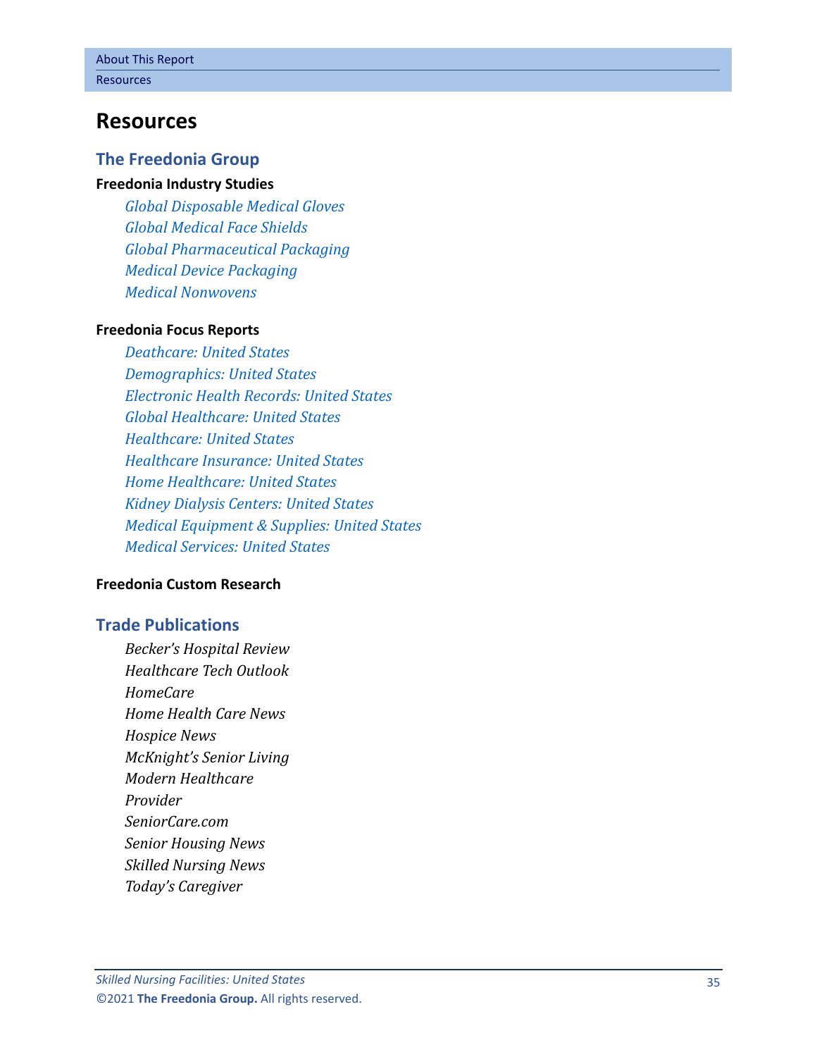# Resources

## The Freedonia Group

**Freedonia Industry Studies**

*Global Disposable Medical Gloves*
*Global Medical Face Shields*
*Global Pharmaceutical Packaging*
*Medical Device Packaging*
*Medical Nonwovens*

**Freedonia Focus Reports**

*Deathcare: United States*
*Demographics: United States*
*Electronic Health Records: United States*
*Global Healthcare: United States*
*Healthcare: United States*
*Healthcare Insurance: United States*
*Home Healthcare: United States*
*Kidney Dialysis Centers: United States*
*Medical Equipment & Supplies: United States*
*Medical Services: United States*

**Freedonia Custom Research**

## Trade Publications

*Becker's Hospital Review*
*Healthcare Tech Outlook*
*HomeCare*
*Home Health Care News*
*Hospice News*
*McKnight's Senior Living*
*Modern Healthcare*
*Provider*
*SeniorCare.com*
*Senior Housing News*
*Skilled Nursing News*
*Today's Caregiver*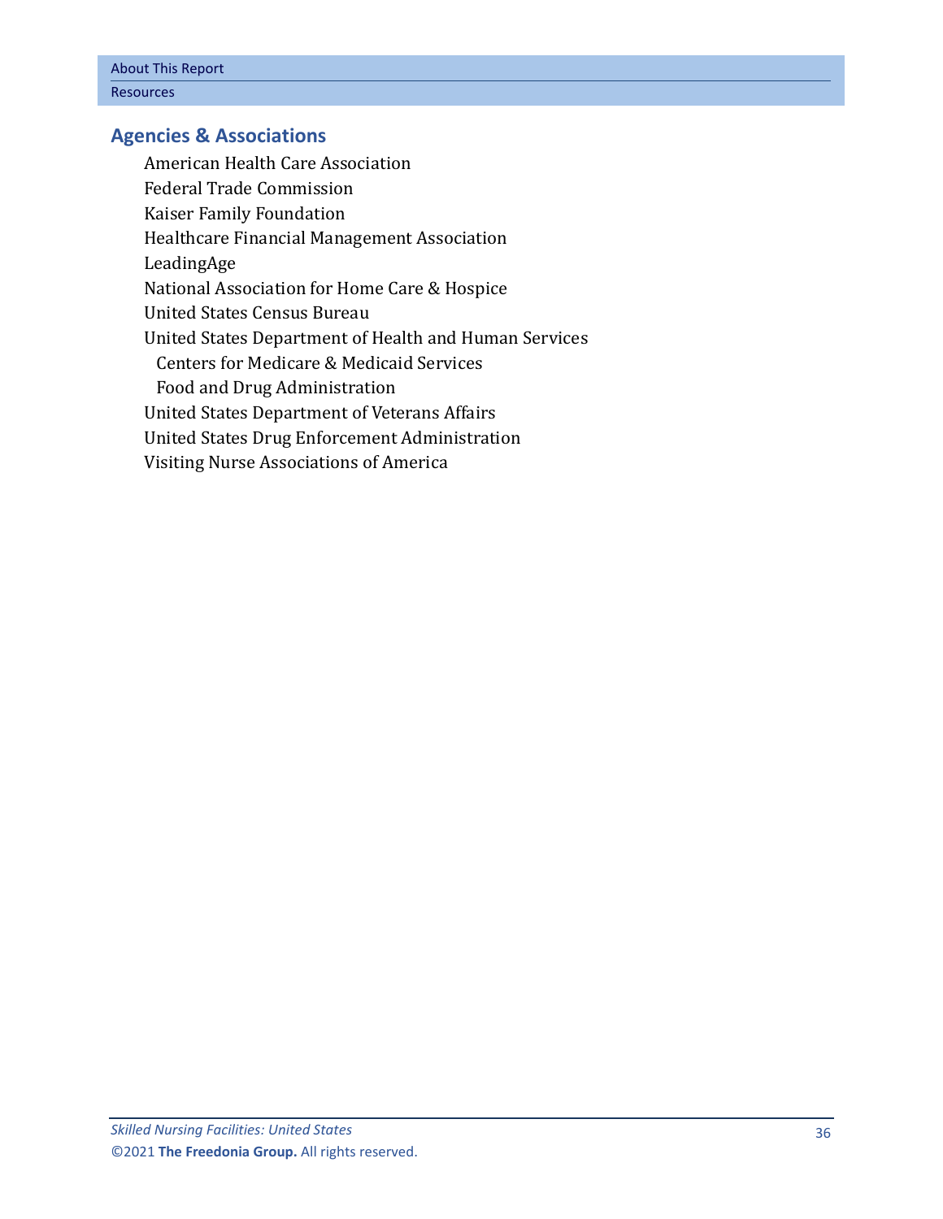## Agencies & Associations

- American Health Care Association
- Federal Trade Commission
- Kaiser Family Foundation
- Healthcare Financial Management Association
- LeadingAge
- National Association for Home Care & Hospice
- United States Census Bureau
- United States Department of Health and Human Services
  - Centers for Medicare & Medicaid Services
  - Food and Drug Administration
- United States Department of Veterans Affairs
- United States Drug Enforcement Administration
- Visiting Nurse Associations of America